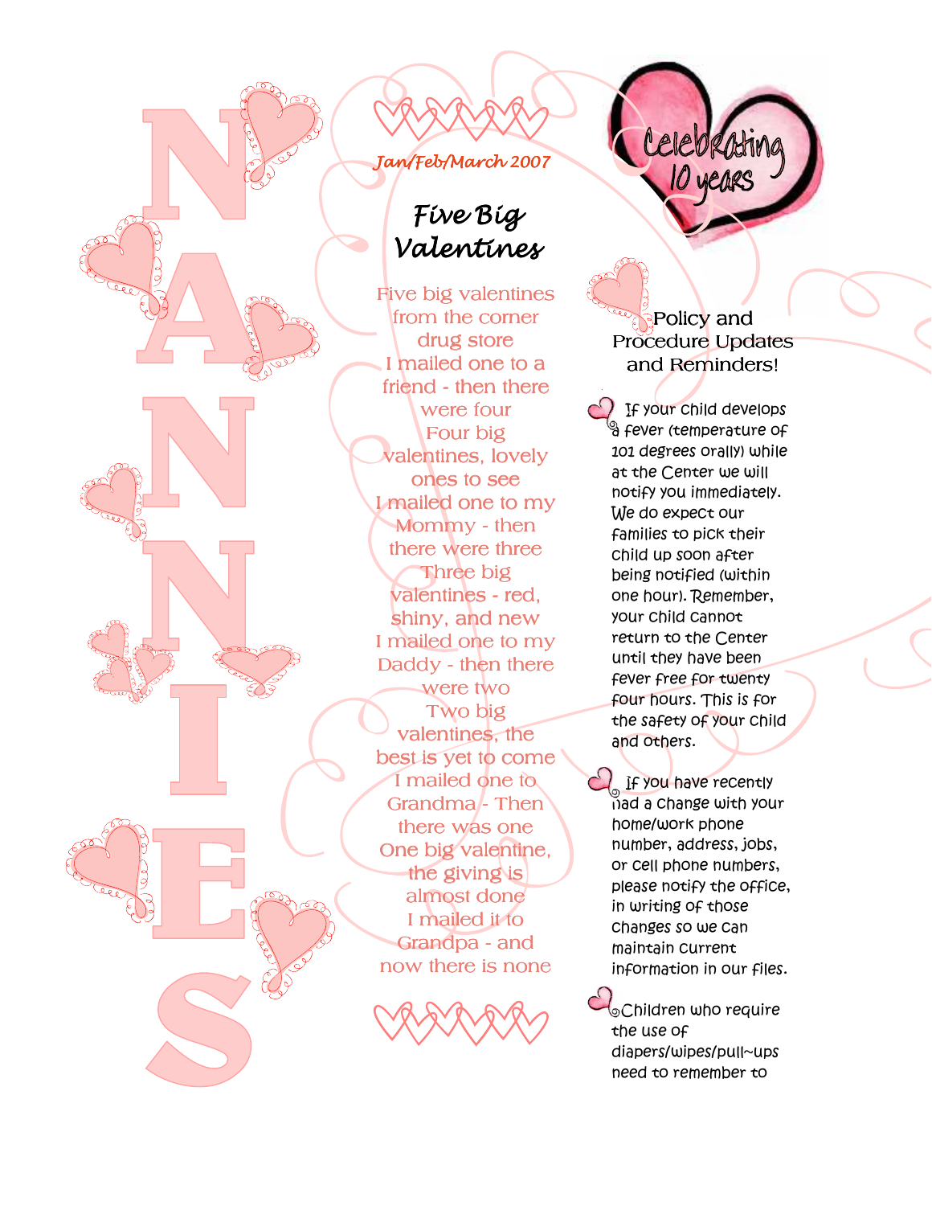# NANNIES

Jan/Feb/March 2007

Celebrating 10 years

## Five Big Valentines

Five big valentines
from the corner
drug store
I mailed one to a
friend - then there
were four
Four big
valentines, lovely
ones to see
I mailed one to my
Mommy - then
there were three
Three big
valentines - red,
shiny, and new
I mailed one to my
Daddy - then there
were two
Two big
valentines, the
best is yet to come
I mailed one to
Grandma - Then
there was one
One big valentine,
the giving is
almost done
I mailed it to
Grandpa - and
now there is none

## Policy and Procedure Updates and Reminders!

- If your child develops a fever (temperature of 101 degrees orally) while at the Center we will notify you immediately. We do expect our families to pick their child up soon after being notified (within one hour). Remember, your child cannot return to the Center until they have been fever free for twenty four hours. This is for the safety of your child and others.

- If you have recently had a change with your home/work phone number, address, jobs, or cell phone numbers, please notify the office, in writing of those changes so we can maintain current information in our files.

- Children who require the use of diapers/wipes/pull~ups need to remember to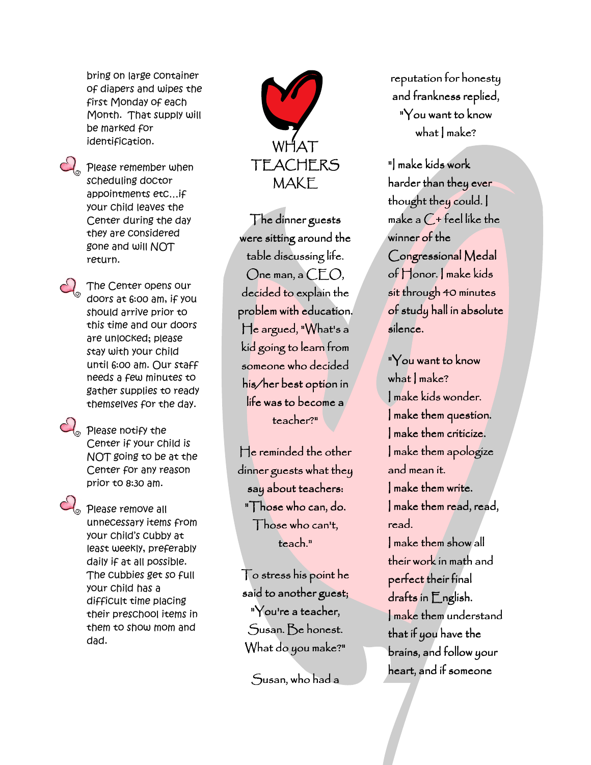bring on large container of diapers and wipes the first Monday of each Month. That supply will be marked for identification.

- Please remember when scheduling doctor appointments etc…if your child leaves the Center during the day they are considered gone and will NOT return.

- The Center opens our doors at 6:00 am, if you should arrive prior to this time and our doors are unlocked; please stay with your child until 6:00 am. Our staff needs a few minutes to gather supplies to ready themselves for the day.

- Please notify the Center if your child is NOT going to be at the Center for any reason prior to 8:30 am.

- Please remove all unnecessary items from your child's cubby at least weekly, preferably daily if at all possible. The cubbies get so full your child has a difficult time placing their preschool items in them to show mom and dad.

# WHAT TEACHERS MAKE

The dinner guests were sitting around the table discussing life. One man, a CEO, decided to explain the problem with education. He argued, "What's a kid going to learn from someone who decided his/her best option in life was to become a teacher?"

He reminded the other dinner guests what they say about teachers: "Those who can, do. Those who can't, teach."

To stress his point he said to another guest; "You're a teacher, Susan. Be honest. What do you make?"

Susan, who had a reputation for honesty and frankness replied, "You want to know what I make?

"I make kids work harder than they ever thought they could. I make a C+ feel like the winner of the Congressional Medal of Honor. I make kids sit through 40 minutes of study hall in absolute silence.

"You want to know what I make?
I make kids wonder.
I make them question.
I make them criticize.
I make them apologize and mean it.
I make them write.
I make them read, read, read.
I make them show all their work in math and perfect their final drafts in English.
I make them understand that if you have the brains, and follow your heart, and if someone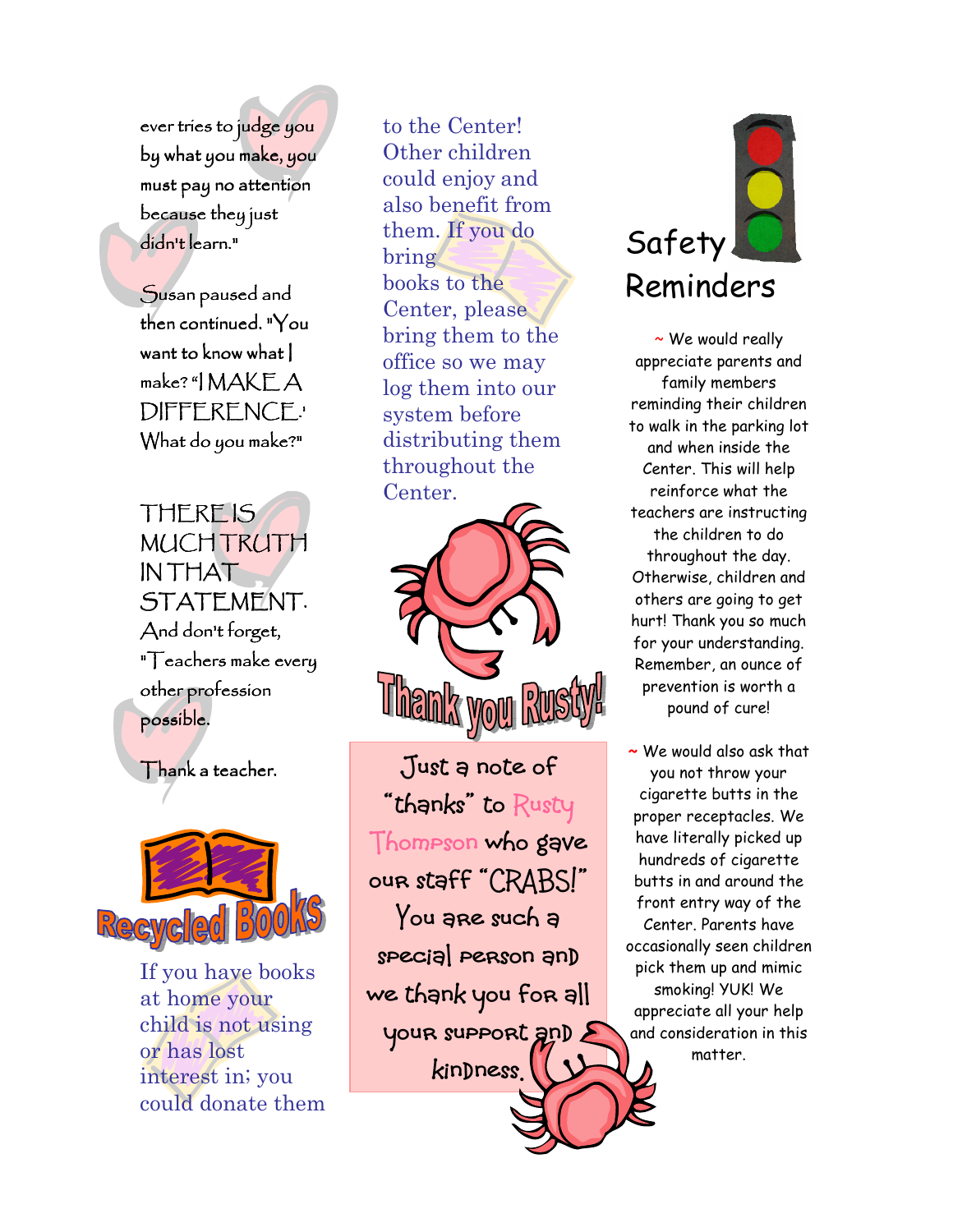ever tries to judge you by what you make, you must pay no attention because they just didn't learn."

Susan paused and then continued. "You want to know what I make? "I MAKE A DIFFERENCE.' What do you make?"

THERE IS MUCH TRUTH IN THAT STATEMENT. And don't forget, "Teachers make every other profession possible.

Thank a teacher.

## Recycled Books

If you have books at home your child is not using or has lost interest in; you could donate them to the Center! Other children could enjoy and also benefit from them. If you do bring books to the Center, please bring them to the office so we may log them into our system before distributing them throughout the Center.

## Thank you Rusty!

Just a note of "thanks" to Rusty Thompson who gave our staff "CRABS!" You are such a special person and we thank you for all your support and kindness.

## Safety Reminders

~ We would really appreciate parents and family members reminding their children to walk in the parking lot and when inside the Center. This will help reinforce what the teachers are instructing the children to do throughout the day. Otherwise, children and others are going to get hurt! Thank you so much for your understanding. Remember, an ounce of prevention is worth a pound of cure!

~ We would also ask that you not throw your cigarette butts in the proper receptacles. We have literally picked up hundreds of cigarette butts in and around the front entry way of the Center. Parents have occasionally seen children pick them up and mimic smoking! YUK! We appreciate all your help and consideration in this matter.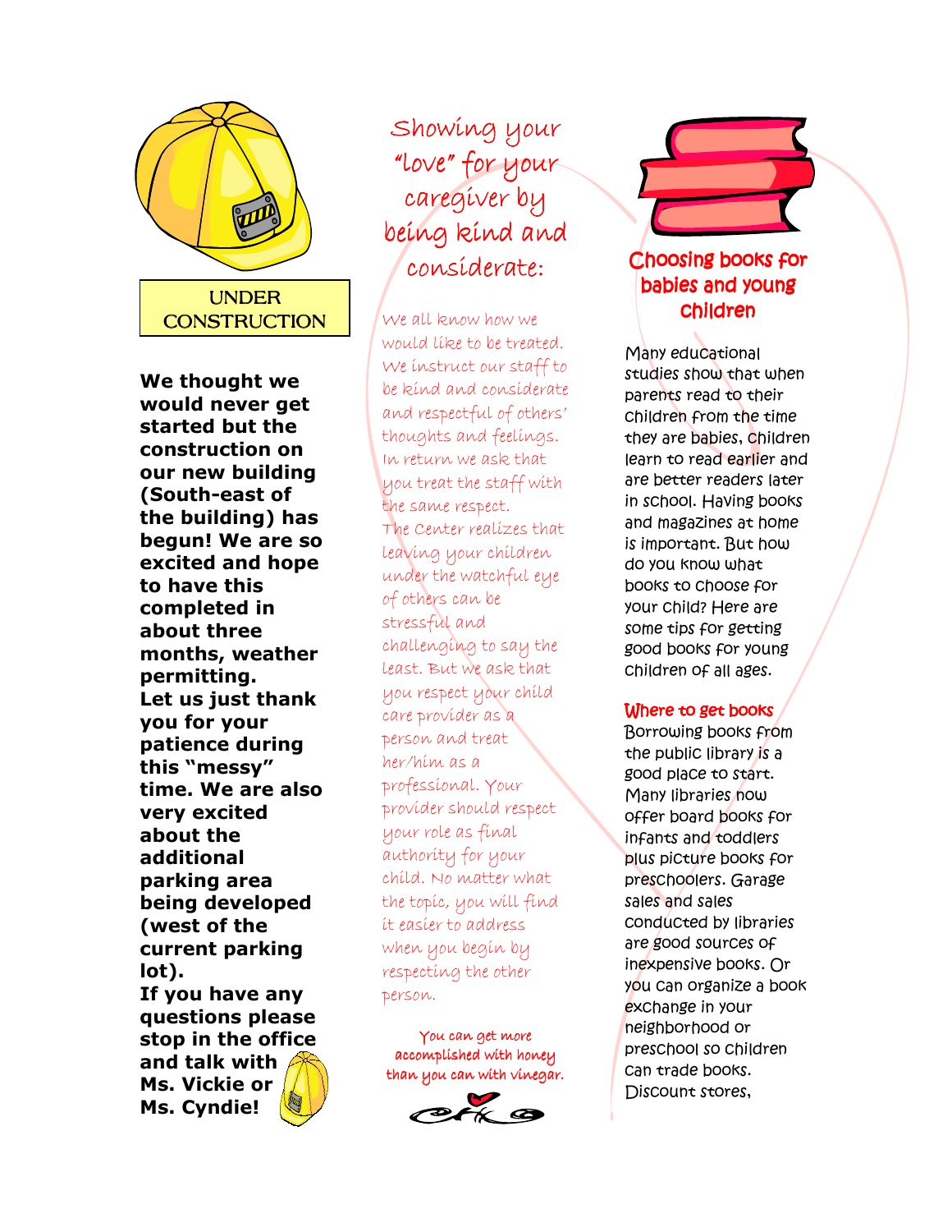UNDER CONSTRUCTION

**We thought we would never get started but the construction on our new building (South-east of the building) has begun! We are so excited and hope to have this completed in about three months, weather permitting. Let us just thank you for your patience during this "messy" time. We are also very excited about the additional parking area being developed (west of the current parking lot). If you have any questions please stop in the office and talk with Ms. Vickie or Ms. Cyndie!**

## Showing your "love" for your caregiver by being kind and considerate:

We all know how we would like to be treated. We instruct our staff to be kind and considerate and respectful of others' thoughts and feelings. In return we ask that you treat the staff with the same respect. The Center realizes that leaving your children under the watchful eye of others can be stressful and challenging to say the least. But we ask that you respect your child care provider as a person and treat her/him as a professional. Your provider should respect your role as final authority for your child. No matter what the topic, you will find it easier to address when you begin by respecting the other person.

*You can get more accomplished with honey than you can with vinegar.*

## Choosing books for babies and young children

Many educational studies show that when parents read to their children from the time they are babies, children learn to read earlier and are better readers later in school. Having books and magazines at home is important. But how do you know what books to choose for your child? Here are some tips for getting good books for young children of all ages.

### Where to get books

Borrowing books from the public library is a good place to start. Many libraries now offer board books for infants and toddlers plus picture books for preschoolers. Garage sales and sales conducted by libraries are good sources of inexpensive books. Or you can organize a book exchange in your neighborhood or preschool so children can trade books. Discount stores,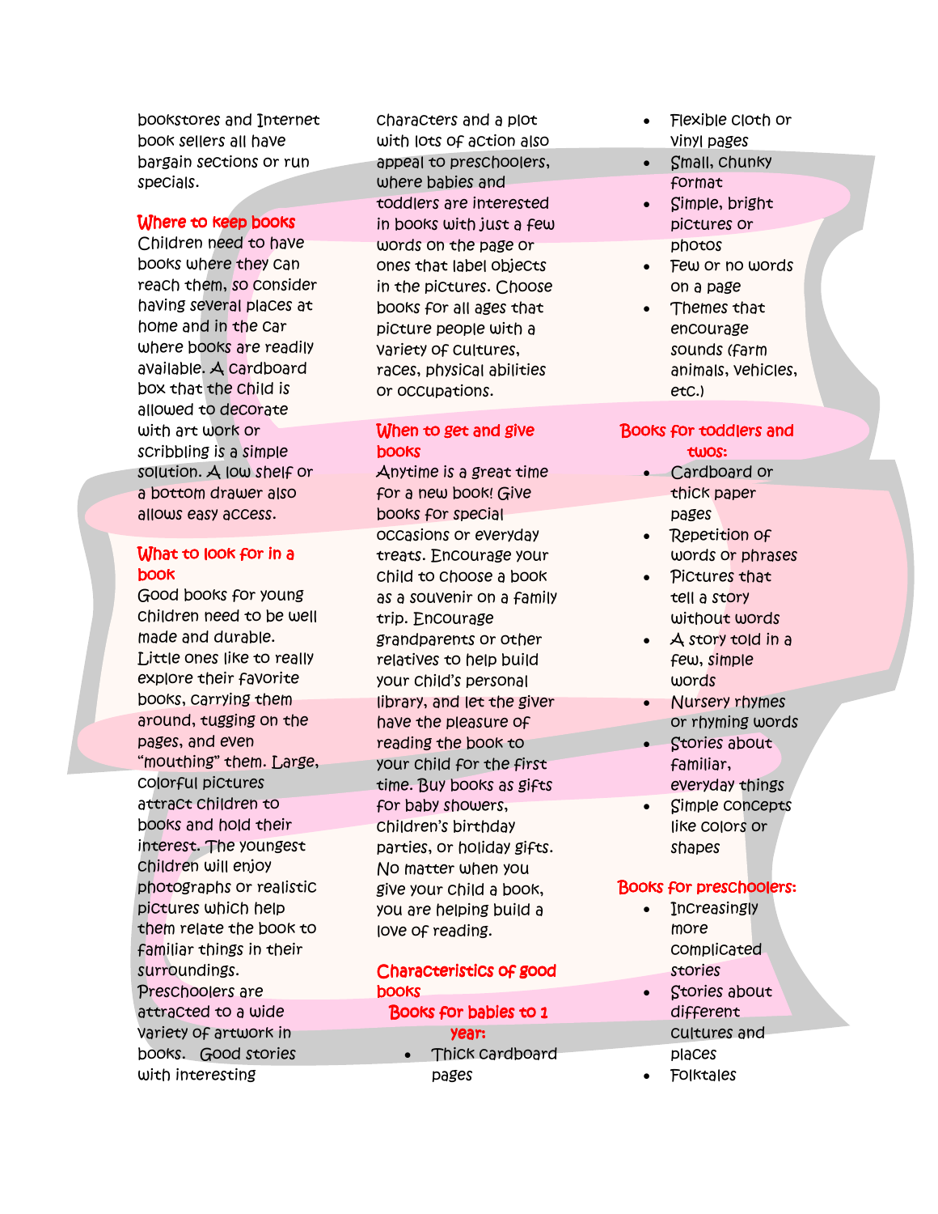bookstores and Internet book sellers all have bargain sections or run specials.

## Where to keep books

Children need to have books where they can reach them, so consider having several places at home and in the car where books are readily available. A cardboard box that the child is allowed to decorate with art work or scribbling is a simple solution. A low shelf or a bottom drawer also allows easy access.

## What to look for in a book

Good books for young children need to be well made and durable. Little ones like to really explore their favorite books, carrying them around, tugging on the pages, and even "mouthing" them. Large, colorful pictures attract children to books and hold their interest. The youngest children will enjoy photographs or realistic pictures which help them relate the book to familiar things in their surroundings. Preschoolers are attracted to a wide variety of artwork in books. Good stories with interesting characters and a plot with lots of action also appeal to preschoolers, where babies and toddlers are interested in books with just a few words on the page or ones that label objects in the pictures. Choose books for all ages that picture people with a variety of cultures, races, physical abilities or occupations.

## When to get and give books

Anytime is a great time for a new book! Give books for special occasions or everyday treats. Encourage your child to choose a book as a souvenir on a family trip. Encourage grandparents or other relatives to help build your child's personal library, and let the giver have the pleasure of reading the book to your child for the first time. Buy books as gifts for baby showers, children's birthday parties, or holiday gifts. No matter when you give your child a book, you are helping build a love of reading.

## Characteristics of good books

### Books for babies to 1 year:

- Thick cardboard pages
- Flexible cloth or vinyl pages
- Small, chunky format
- Simple, bright pictures or photos
- Few or no words on a page
- Themes that encourage sounds (farm animals, vehicles, etc.)

### Books for toddlers and twos:

- Cardboard or thick paper pages
- Repetition of words or phrases
- Pictures that tell a story without words
- A story told in a few, simple words
- Nursery rhymes or rhyming words
- Stories about familiar, everyday things
- Simple concepts like colors or shapes

### Books for preschoolers:

- Increasingly more complicated stories
- Stories about different cultures and places
- Folktales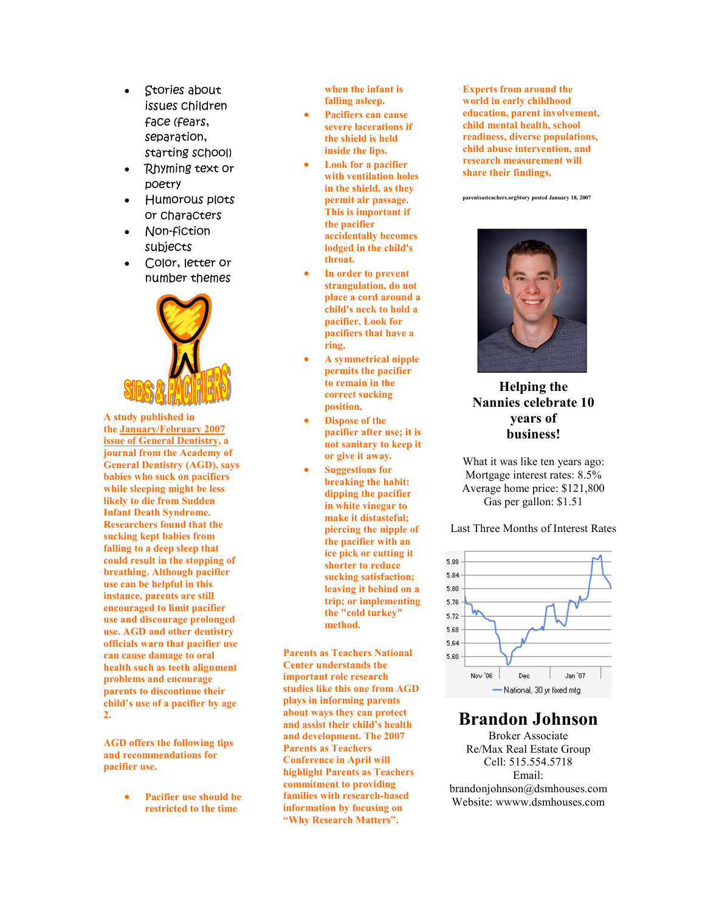- Stories about issues children face (fears, separation, starting school)
- Rhyming text or poetry
- Humorous plots or characters
- Non-fiction subjects
- Color, letter or number themes

SIDS & PACIFIERS

**A study published in the January/February 2007 issue of General Dentistry, a journal from the Academy of General Dentistry (AGD), says babies who suck on pacifiers while sleeping might be less likely to die from Sudden Infant Death Syndrome. Researchers found that the sucking kept babies from falling to a deep sleep that could result in the stopping of breathing. Although pacifier use can be helpful in this instance, parents are still encouraged to limit pacifier use and discourage prolonged use. AGD and other dentistry officials warn that pacifier use can cause damage to oral health such as teeth alignment problems and encourage parents to discontinue their child's use of a pacifier by age 2.**

**AGD offers the following tips and recommendations for pacifier use.**

- **Pacifier use should be restricted to the time when the infant is falling asleep.**
- **Pacifiers can cause severe lacerations if the shield is held inside the lips.**
- **Look for a pacifier with ventilation holes in the shield, as they permit air passage. This is important if the pacifier accidentally becomes lodged in the child's throat.**
- **In order to prevent strangulation, do not place a cord around a child's neck to hold a pacifier. Look for pacifiers that have a ring.**
- **A symmetrical nipple permits the pacifier to remain in the correct sucking position.**
- **Dispose of the pacifier after use; it is not sanitary to keep it or give it away.**
- **Suggestions for breaking the habit: dipping the pacifier in white vinegar to make it distasteful; piercing the nipple of the pacifier with an ice pick or cutting it shorter to reduce sucking satisfaction; leaving it behind on a trip; or implementing the "cold turkey" method.**

**Parents as Teachers National Center understands the important role research studies like this one from AGD plays in informing parents about ways they can protect and assist their child's health and development. The 2007 Parents as Teachers Conference in April will highlight Parents as Teachers commitment to providing families with research-based information by focusing on "Why Research Matters". Experts from around the world in early childhood education, parent involvement, child mental health, school readiness, diverse populations, child abuse intervention, and research measurement will share their findings.**

parentsasteachers.orgStory posted January 18, 2007

## Helping the Nannies celebrate 10 years of business!

What it was like ten years ago:
Mortgage interest rates: 8.5%
Average home price: $121,800
Gas per gallon: $1.51

Last Three Months of Interest Rates

5.88
5.84
5.80
5.76
5.72
5.68
5.64
5.60
Nov '06
Dec
Jan '07
National, 30 yr fixed mtg

## Brandon Johnson

Broker Associate
Re/Max Real Estate Group
Cell: 515.554.5718
Email: brandonjohnson@dsmhouses.com
Website: wwww.dsmhouses.com